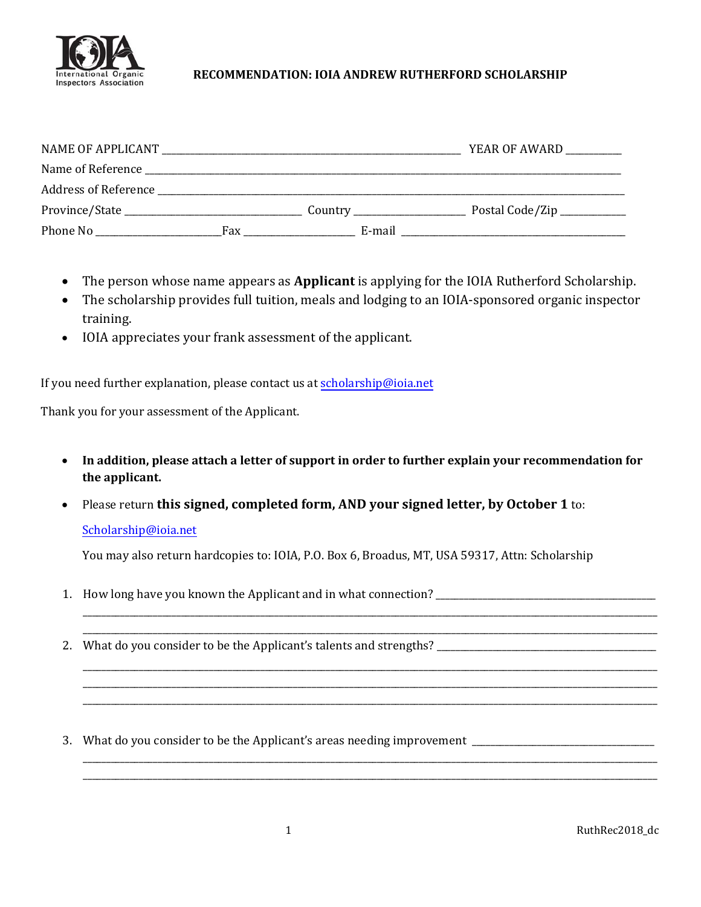International Organic Inspectors Association

# RECOMMENDATION: IOIA ANDREW RUTHERFORD SCHOLARSHIP

NAME OF APPLICANT ______________________________ YEAR OF AWARD __________

Name of Reference ______________________________________________

Address of Reference ____________________________________________

Province/State ____________________ Country ______________ Postal Code/Zip __________

Phone No ______________ Fax ______________ E-mail ______________________

- The person whose name appears as **Applicant** is applying for the IOIA Rutherford Scholarship.
- The scholarship provides full tuition, meals and lodging to an IOIA-sponsored organic inspector training.
- IOIA appreciates your frank assessment of the applicant.

If you need further explanation, please contact us at scholarship@ioia.net

Thank you for your assessment of the Applicant.

- **In addition, please attach a letter of support in order to further explain your recommendation for the applicant.**
- Please return **this signed, completed form, AND your signed letter, by October 1** to:

  Scholarship@ioia.net

  You may also return hardcopies to: IOIA, P.O. Box 6, Broadus, MT, USA 59317, Attn: Scholarship

1. How long have you known the Applicant and in what connection? ______________________________

   ______________________________________________________________________________

   ______________________________________________________________________________

2. What do you consider to be the Applicant's talents and strengths? ______________________________

   ______________________________________________________________________________

   ______________________________________________________________________________

   ______________________________________________________________________________

3. What do you consider to be the Applicant's areas needing improvement ________________________

   ______________________________________________________________________________

   ______________________________________________________________________________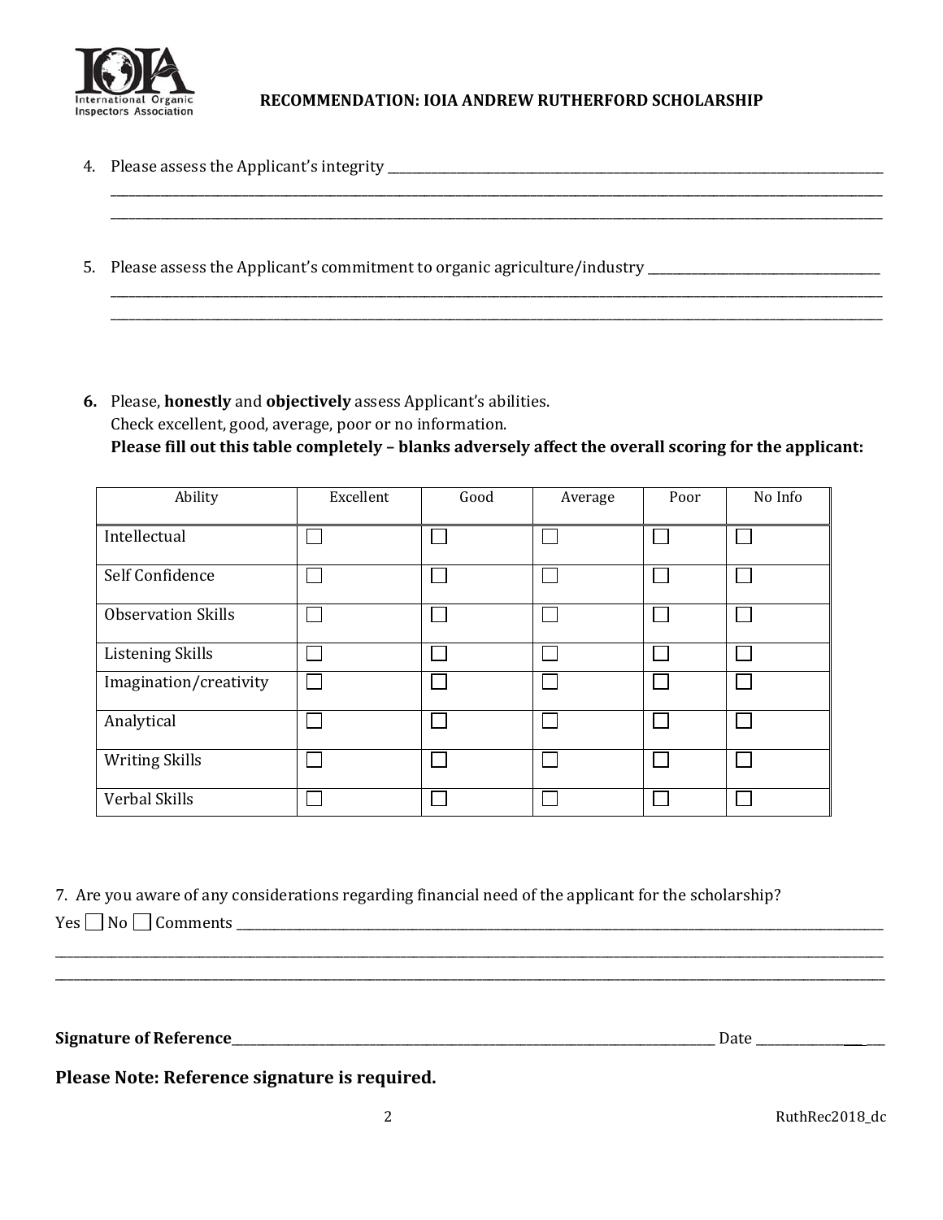**RECOMMENDATION: IOIA ANDREW RUTHERFORD SCHOLARSHIP**

4. Please assess the Applicant's integrity ______________________________________________
______________________________________________________________________________
______________________________________________________________________________

5. Please assess the Applicant's commitment to organic agriculture/industry ____________________
______________________________________________________________________________
______________________________________________________________________________

6. Please, **honestly** and **objectively** assess Applicant's abilities.
Check excellent, good, average, poor or no information.
**Please fill out this table completely – blanks adversely affect the overall scoring for the applicant:**

| Ability | Excellent | Good | Average | Poor | No Info |
|---|---|---|---|---|---|
| Intellectual | ☐ | ☐ | ☐ | ☐ | ☐ |
| Self Confidence | ☐ | ☐ | ☐ | ☐ | ☐ |
| Observation Skills | ☐ | ☐ | ☐ | ☐ | ☐ |
| Listening Skills | ☐ | ☐ | ☐ | ☐ | ☐ |
| Imagination/creativity | ☐ | ☐ | ☐ | ☐ | ☐ |
| Analytical | ☐ | ☐ | ☐ | ☐ | ☐ |
| Writing Skills | ☐ | ☐ | ☐ | ☐ | ☐ |
| Verbal Skills | ☐ | ☐ | ☐ | ☐ | ☐ |

7. Are you aware of any considerations regarding financial need of the applicant for the scholarship?
Yes ☐ No ☐ Comments ______________________________________________________________
______________________________________________________________________________
______________________________________________________________________________

**Signature of Reference**______________________________________________ Date ______________

**Please Note: Reference signature is required.**

RuthRec2018_dc